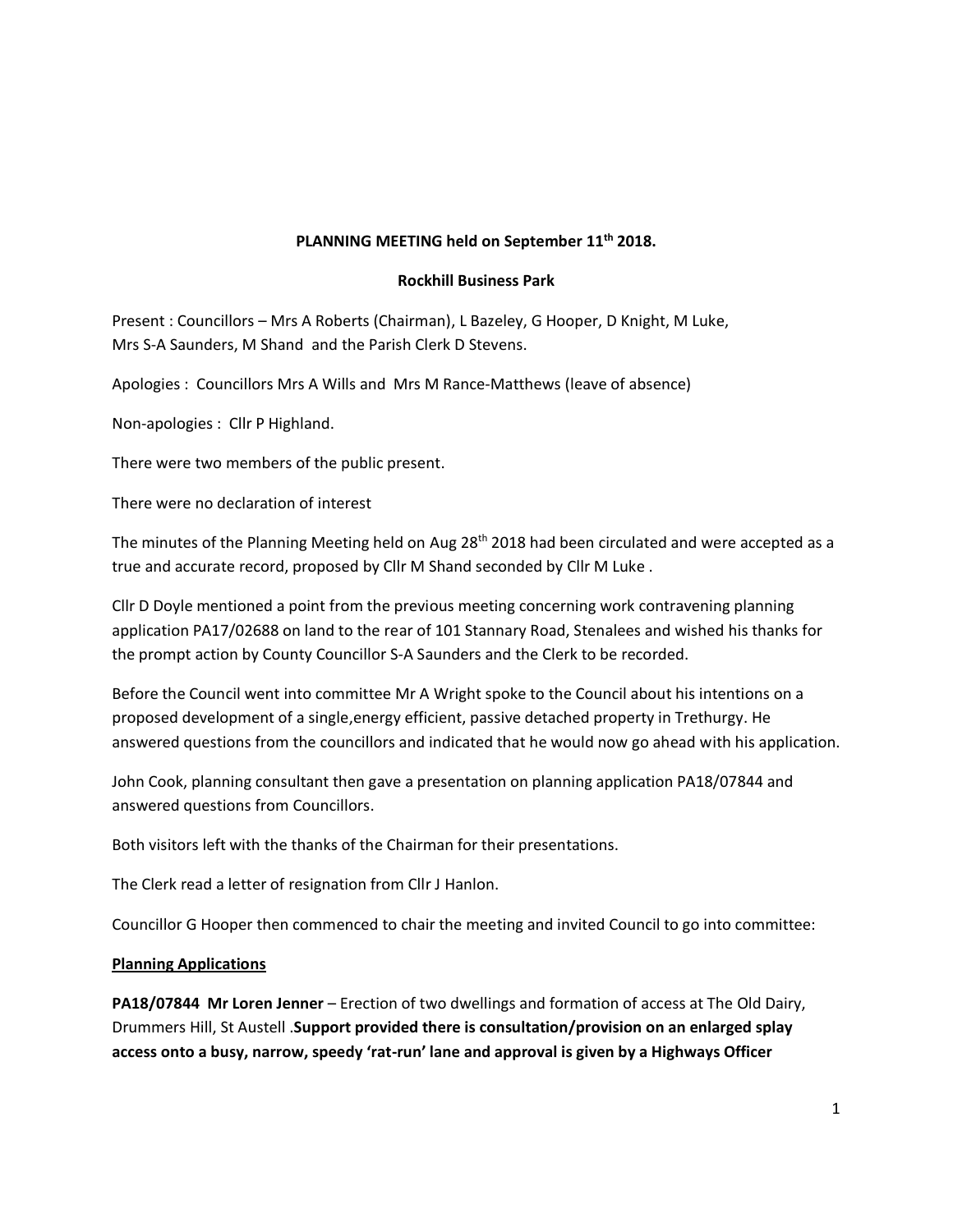**PLANNING MEETING held on September 11th 2018.**

**Rockhill Business Park**

Present : Councillors – Mrs A Roberts (Chairman), L Bazeley, G Hooper, D Knight, M Luke, Mrs S-A Saunders, M Shand and the Parish Clerk D Stevens.

Apologies : Councillors Mrs A Wills and Mrs M Rance-Matthews (leave of absence)

Non-apologies : Cllr P Highland.

There were two members of the public present.

There were no declaration of interest

The minutes of the Planning Meeting held on Aug 28th 2018 had been circulated and were accepted as a true and accurate record, proposed by Cllr M Shand seconded by Cllr M Luke .

Cllr D Doyle mentioned a point from the previous meeting concerning work contravening planning application PA17/02688 on land to the rear of 101 Stannary Road, Stenalees and wished his thanks for the prompt action by County Councillor S-A Saunders and the Clerk to be recorded.

Before the Council went into committee Mr A Wright spoke to the Council about his intentions on a proposed development of a single,energy efficient, passive detached property in Trethurgy. He answered questions from the councillors and indicated that he would now go ahead with his application.

John Cook, planning consultant then gave a presentation on planning application PA18/07844 and answered questions from Councillors.

Both visitors left with the thanks of the Chairman for their presentations.

The Clerk read a letter of resignation from Cllr J Hanlon.

Councillor G Hooper then commenced to chair the meeting and invited Council to go into committee:

**Planning Applications**

**PA18/07844 Mr Loren Jenner** – Erection of two dwellings and formation of access at The Old Dairy, Drummers Hill, St Austell .**Support provided there is consultation/provision on an enlarged splay access onto a busy, narrow, speedy 'rat-run' lane and approval is given by a Highways Officer**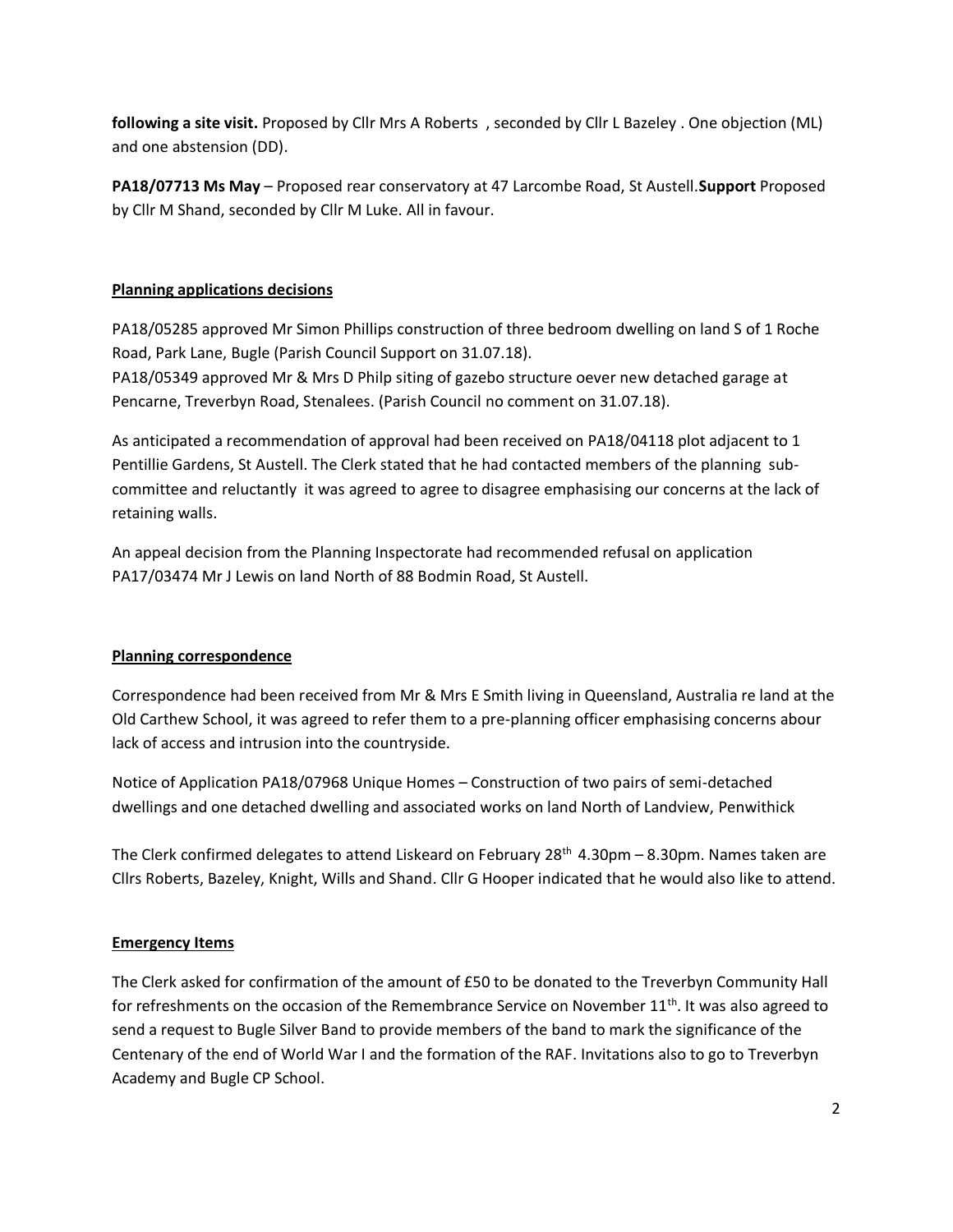**following a site visit.** Proposed by Cllr Mrs A Roberts , seconded by Cllr L Bazeley . One objection (ML) and one abstension (DD).

**PA18/07713 Ms May** – Proposed rear conservatory at 47 Larcombe Road, St Austell.**Support** Proposed by Cllr M Shand, seconded by Cllr M Luke. All in favour.

**Planning applications decisions**

PA18/05285 approved Mr Simon Phillips construction of three bedroom dwelling on land S of 1 Roche Road, Park Lane, Bugle (Parish Council Support on 31.07.18).
PA18/05349 approved Mr & Mrs D Philp siting of gazebo structure oever new detached garage at Pencarne, Treverbyn Road, Stenalees. (Parish Council no comment on 31.07.18).

As anticipated a recommendation of approval had been received on PA18/04118 plot adjacent to 1 Pentillie Gardens, St Austell. The Clerk stated that he had contacted members of the planning sub-committee and reluctantly it was agreed to agree to disagree emphasising our concerns at the lack of retaining walls.

An appeal decision from the Planning Inspectorate had recommended refusal on application PA17/03474 Mr J Lewis on land North of 88 Bodmin Road, St Austell.

**Planning correspondence**

Correspondence had been received from Mr & Mrs E Smith living in Queensland, Australia re land at the Old Carthew School, it was agreed to refer them to a pre-planning officer emphasising concerns abour lack of access and intrusion into the countryside.

Notice of Application PA18/07968 Unique Homes – Construction of two pairs of semi-detached dwellings and one detached dwelling and associated works on land North of Landview, Penwithick

The Clerk confirmed delegates to attend Liskeard on February 28th 4.30pm – 8.30pm. Names taken are Cllrs Roberts, Bazeley, Knight, Wills and Shand. Cllr G Hooper indicated that he would also like to attend.

**Emergency Items**

The Clerk asked for confirmation of the amount of £50 to be donated to the Treverbyn Community Hall for refreshments on the occasion of the Remembrance Service on November 11th. It was also agreed to send a request to Bugle Silver Band to provide members of the band to mark the significance of the Centenary of the end of World War I and the formation of the RAF. Invitations also to go to Treverbyn Academy and Bugle CP School.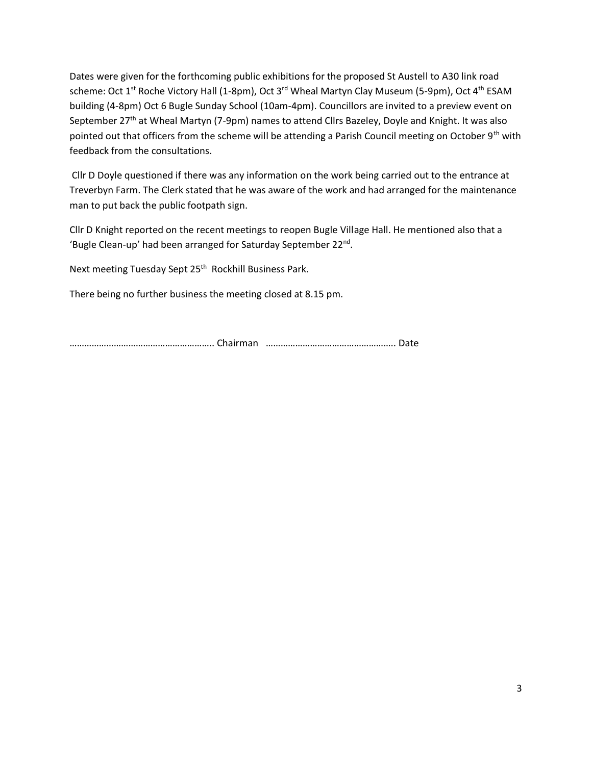Dates were given for the forthcoming public exhibitions for the proposed St Austell to A30 link road scheme: Oct 1st Roche Victory Hall (1-8pm), Oct 3rd Wheal Martyn Clay Museum (5-9pm), Oct 4th ESAM building (4-8pm) Oct 6 Bugle Sunday School (10am-4pm). Councillors are invited to a preview event on September 27th at Wheal Martyn (7-9pm) names to attend Cllrs Bazeley, Doyle and Knight. It was also pointed out that officers from the scheme will be attending a Parish Council meeting on October 9th with feedback from the consultations.

Cllr D Doyle questioned if there was any information on the work being carried out to the entrance at Treverbyn Farm. The Clerk stated that he was aware of the work and had arranged for the maintenance man to put back the public footpath sign.

Cllr D Knight reported on the recent meetings to reopen Bugle Village Hall. He mentioned also that a 'Bugle Clean-up' had been arranged for Saturday September 22nd.

Next meeting Tuesday Sept 25th Rockhill Business Park.

There being no further business the meeting closed at 8.15 pm.

………………………………………………….. Chairman ……………………………………………. Date